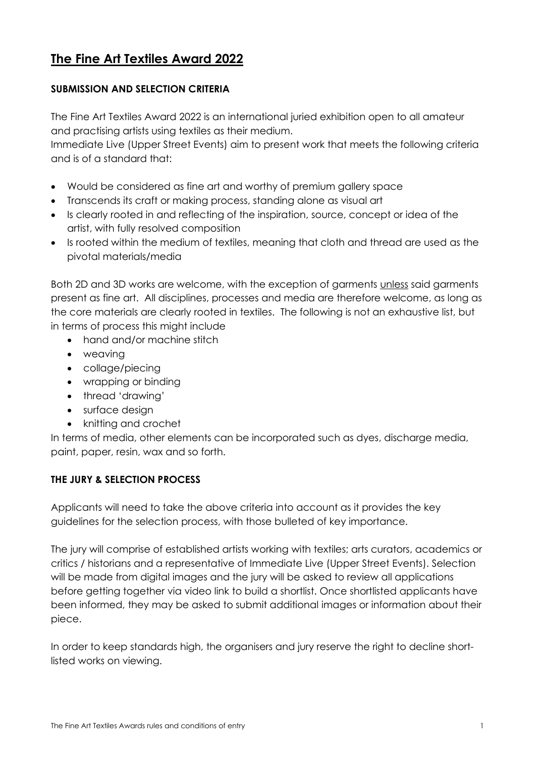# The Fine Art Textiles Award 2022

### SUBMISSION AND SELECTION CRITERIA

The Fine Art Textiles Award 2022 is an international juried exhibition open to all amateur and practising artists using textiles as their medium.
Immediate Live (Upper Street Events) aim to present work that meets the following criteria and is of a standard that:

- Would be considered as fine art and worthy of premium gallery space
- Transcends its craft or making process, standing alone as visual art
- Is clearly rooted in and reflecting of the inspiration, source, concept or idea of the artist, with fully resolved composition
- Is rooted within the medium of textiles, meaning that cloth and thread are used as the pivotal materials/media

Both 2D and 3D works are welcome, with the exception of garments unless said garments present as fine art. All disciplines, processes and media are therefore welcome, as long as the core materials are clearly rooted in textiles. The following is not an exhaustive list, but in terms of process this might include

- hand and/or machine stitch
- weaving
- collage/piecing
- wrapping or binding
- thread 'drawing'
- surface design
- knitting and crochet

In terms of media, other elements can be incorporated such as dyes, discharge media, paint, paper, resin, wax and so forth.

### THE JURY & SELECTION PROCESS

Applicants will need to take the above criteria into account as it provides the key guidelines for the selection process, with those bulleted of key importance.

The jury will comprise of established artists working with textiles; arts curators, academics or critics / historians and a representative of Immediate Live (Upper Street Events). Selection will be made from digital images and the jury will be asked to review all applications before getting together via video link to build a shortlist. Once shortlisted applicants have been informed, they may be asked to submit additional images or information about their piece.

In order to keep standards high, the organisers and jury reserve the right to decline short-listed works on viewing.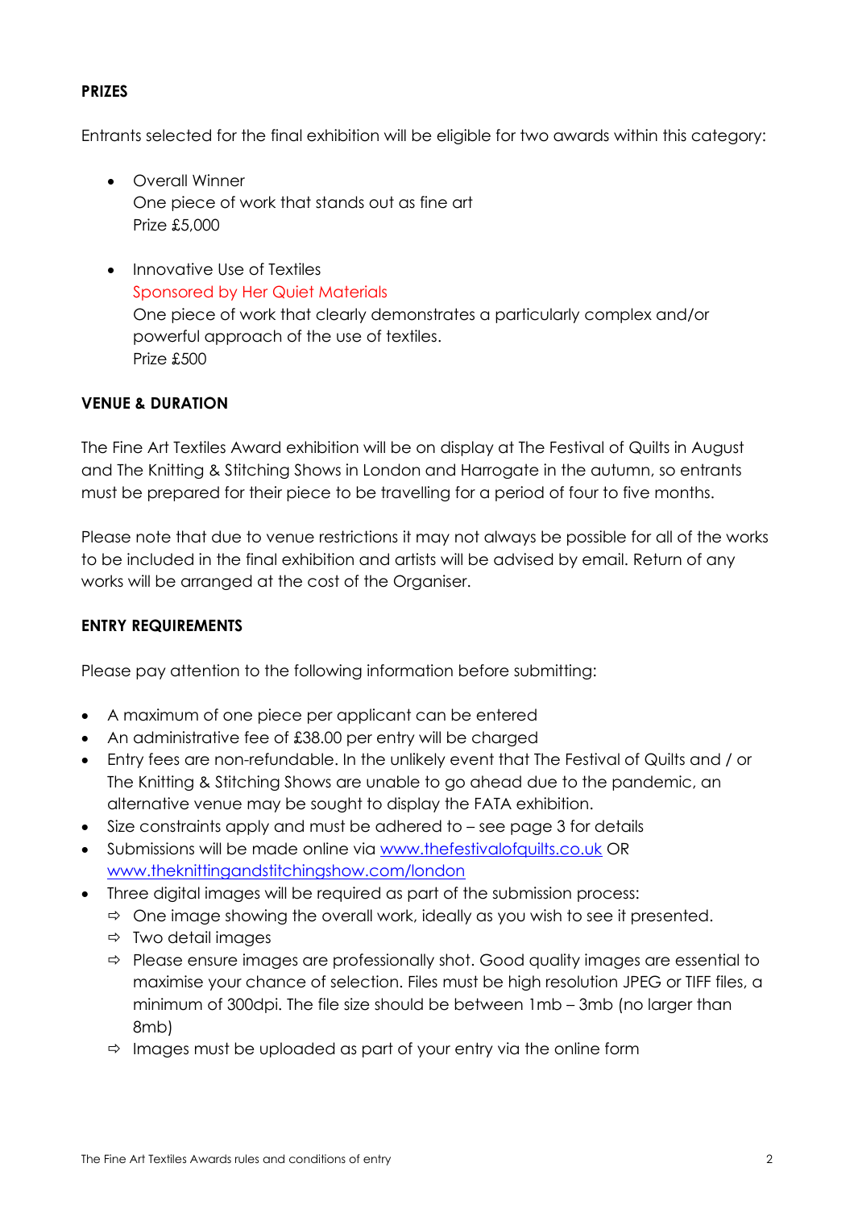**PRIZES**

Entrants selected for the final exhibition will be eligible for two awards within this category:

- Overall Winner
  One piece of work that stands out as fine art
  Prize £5,000

- Innovative Use of Textiles
  Sponsored by Her Quiet Materials
  One piece of work that clearly demonstrates a particularly complex and/or powerful approach of the use of textiles.
  Prize £500

**VENUE & DURATION**

The Fine Art Textiles Award exhibition will be on display at The Festival of Quilts in August and The Knitting & Stitching Shows in London and Harrogate in the autumn, so entrants must be prepared for their piece to be travelling for a period of four to five months.

Please note that due to venue restrictions it may not always be possible for all of the works to be included in the final exhibition and artists will be advised by email. Return of any works will be arranged at the cost of the Organiser.

**ENTRY REQUIREMENTS**

Please pay attention to the following information before submitting:

- A maximum of one piece per applicant can be entered
- An administrative fee of £38.00 per entry will be charged
- Entry fees are non-refundable. In the unlikely event that The Festival of Quilts and / or The Knitting & Stitching Shows are unable to go ahead due to the pandemic, an alternative venue may be sought to display the FATA exhibition.
- Size constraints apply and must be adhered to – see page 3 for details
- Submissions will be made online via www.thefestivalofquilts.co.uk OR www.theknittingandstitchingshow.com/london
- Three digital images will be required as part of the submission process:
  - One image showing the overall work, ideally as you wish to see it presented.
  - Two detail images
  - Please ensure images are professionally shot. Good quality images are essential to maximise your chance of selection. Files must be high resolution JPEG or TIFF files, a minimum of 300dpi. The file size should be between 1mb – 3mb (no larger than 8mb)
  - Images must be uploaded as part of your entry via the online form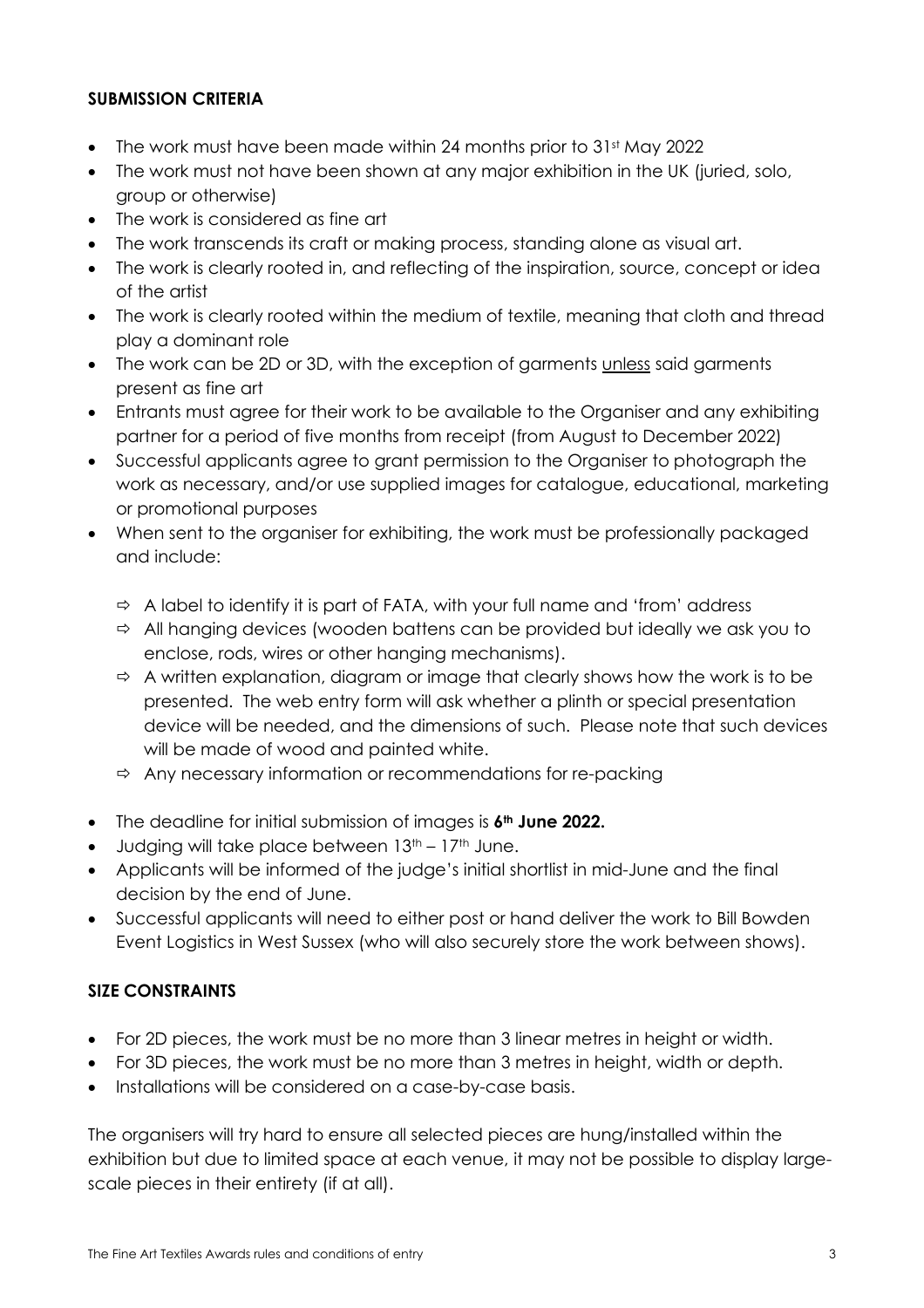## SUBMISSION CRITERIA

- The work must have been made within 24 months prior to 31st May 2022
- The work must not have been shown at any major exhibition in the UK (juried, solo, group or otherwise)
- The work is considered as fine art
- The work transcends its craft or making process, standing alone as visual art.
- The work is clearly rooted in, and reflecting of the inspiration, source, concept or idea of the artist
- The work is clearly rooted within the medium of textile, meaning that cloth and thread play a dominant role
- The work can be 2D or 3D, with the exception of garments unless said garments present as fine art
- Entrants must agree for their work to be available to the Organiser and any exhibiting partner for a period of five months from receipt (from August to December 2022)
- Successful applicants agree to grant permission to the Organiser to photograph the work as necessary, and/or use supplied images for catalogue, educational, marketing or promotional purposes
- When sent to the organiser for exhibiting, the work must be professionally packaged and include:
  - A label to identify it is part of FATA, with your full name and 'from' address
  - All hanging devices (wooden battens can be provided but ideally we ask you to enclose, rods, wires or other hanging mechanisms).
  - A written explanation, diagram or image that clearly shows how the work is to be presented. The web entry form will ask whether a plinth or special presentation device will be needed, and the dimensions of such. Please note that such devices will be made of wood and painted white.
  - Any necessary information or recommendations for re-packing
- The deadline for initial submission of images is **6th June 2022.**
- Judging will take place between 13th – 17th June.
- Applicants will be informed of the judge's initial shortlist in mid-June and the final decision by the end of June.
- Successful applicants will need to either post or hand deliver the work to Bill Bowden Event Logistics in West Sussex (who will also securely store the work between shows).

## SIZE CONSTRAINTS

- For 2D pieces, the work must be no more than 3 linear metres in height or width.
- For 3D pieces, the work must be no more than 3 metres in height, width or depth.
- Installations will be considered on a case-by-case basis.

The organisers will try hard to ensure all selected pieces are hung/installed within the exhibition but due to limited space at each venue, it may not be possible to display large-scale pieces in their entirety (if at all).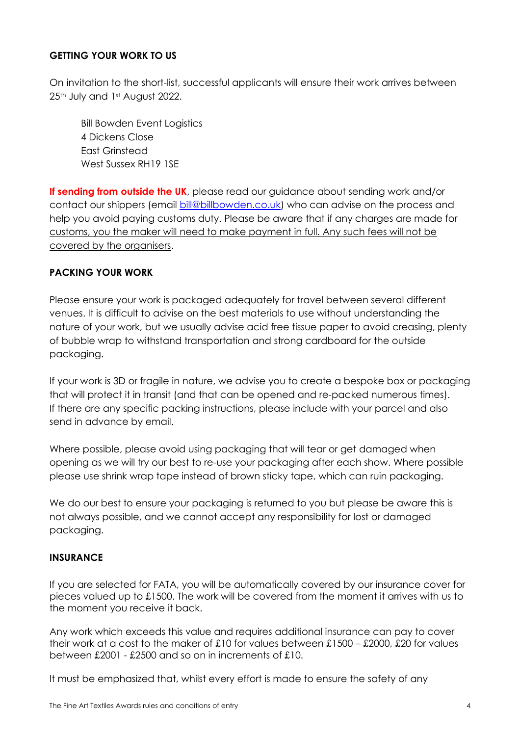## GETTING YOUR WORK TO US

On invitation to the short-list, successful applicants will ensure their work arrives between 25th July and 1st August 2022.

Bill Bowden Event Logistics
4 Dickens Close
East Grinstead
West Sussex RH19 1SE

**If sending from outside the UK**, please read our guidance about sending work and/or contact our shippers (email bill@billbowden.co.uk) who can advise on the process and help you avoid paying customs duty. Please be aware that if any charges are made for customs, you the maker will need to make payment in full. Any such fees will not be covered by the organisers.

## PACKING YOUR WORK

Please ensure your work is packaged adequately for travel between several different venues. It is difficult to advise on the best materials to use without understanding the nature of your work, but we usually advise acid free tissue paper to avoid creasing, plenty of bubble wrap to withstand transportation and strong cardboard for the outside packaging.

If your work is 3D or fragile in nature, we advise you to create a bespoke box or packaging that will protect it in transit (and that can be opened and re-packed numerous times). If there are any specific packing instructions, please include with your parcel and also send in advance by email.

Where possible, please avoid using packaging that will tear or get damaged when opening as we will try our best to re-use your packaging after each show. Where possible please use shrink wrap tape instead of brown sticky tape, which can ruin packaging.

We do our best to ensure your packaging is returned to you but please be aware this is not always possible, and we cannot accept any responsibility for lost or damaged packaging.

## INSURANCE

If you are selected for FATA, you will be automatically covered by our insurance cover for pieces valued up to £1500. The work will be covered from the moment it arrives with us to the moment you receive it back.

Any work which exceeds this value and requires additional insurance can pay to cover their work at a cost to the maker of £10 for values between £1500 – £2000, £20 for values between £2001 - £2500 and so on in increments of £10.

It must be emphasized that, whilst every effort is made to ensure the safety of any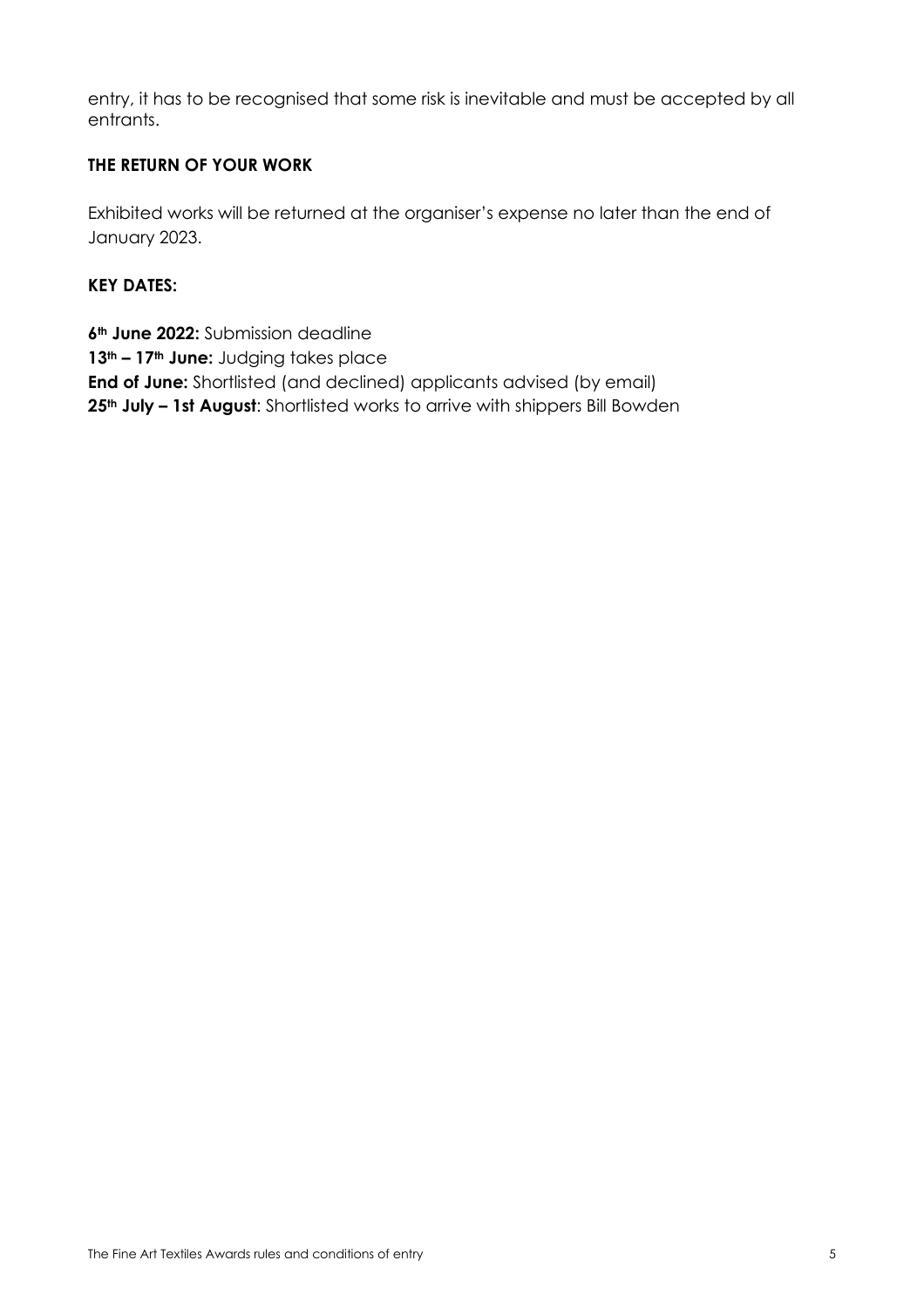entry, it has to be recognised that some risk is inevitable and must be accepted by all entrants.

**THE RETURN OF YOUR WORK**

Exhibited works will be returned at the organiser's expense no later than the end of January 2023.

**KEY DATES:**

**6th June 2022:** Submission deadline
**13th – 17th June:** Judging takes place
**End of June:** Shortlisted (and declined) applicants advised (by email)
**25th July – 1st August**: Shortlisted works to arrive with shippers Bill Bowden